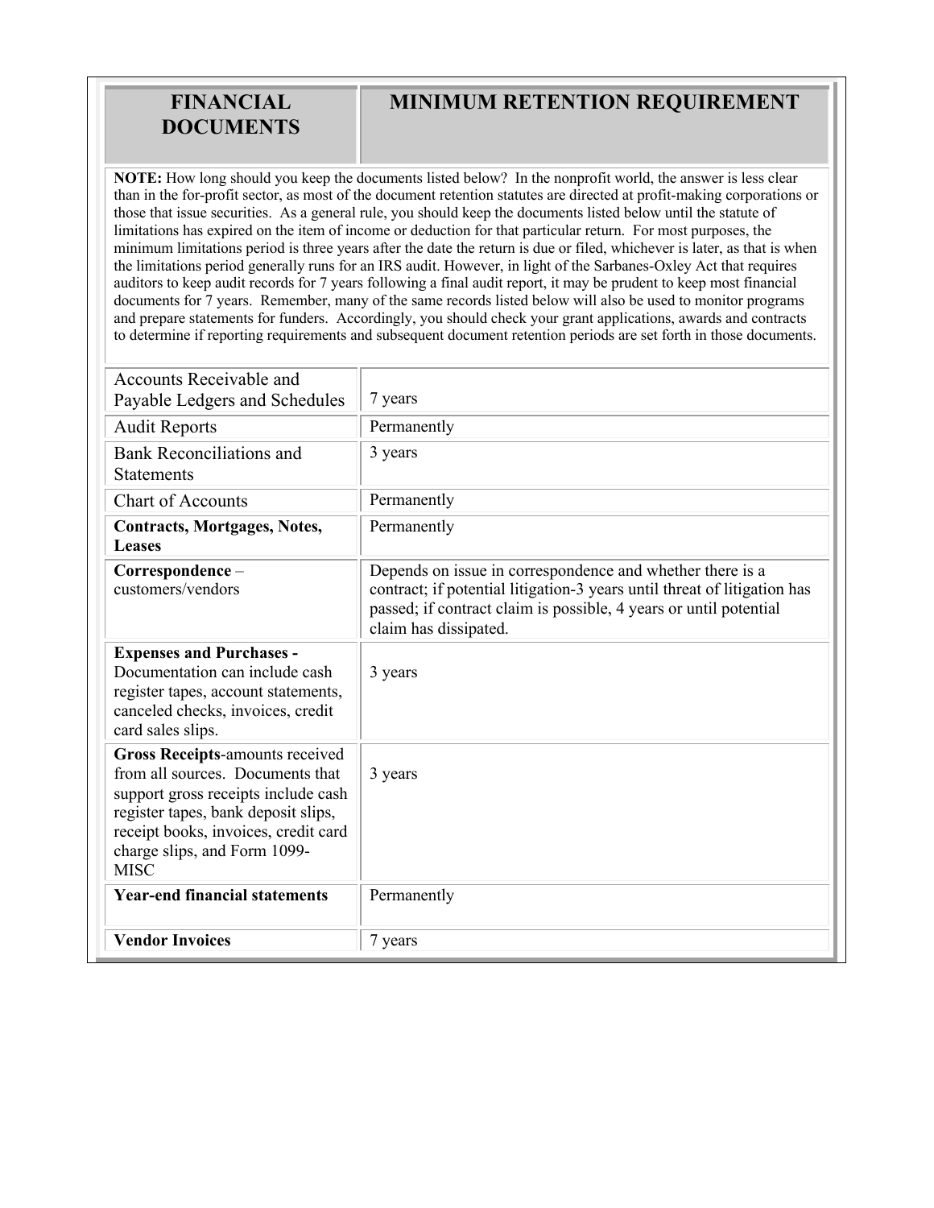| FINANCIAL DOCUMENTS | MINIMUM RETENTION REQUIREMENT |
|---|---|

**NOTE:** How long should you keep the documents listed below? In the nonprofit world, the answer is less clear than in the for-profit sector, as most of the document retention statutes are directed at profit-making corporations or those that issue securities. As a general rule, you should keep the documents listed below until the statute of limitations has expired on the item of income or deduction for that particular return. For most purposes, the minimum limitations period is three years after the date the return is due or filed, whichever is later, as that is when the limitations period generally runs for an IRS audit. However, in light of the Sarbanes-Oxley Act that requires auditors to keep audit records for 7 years following a final audit report, it may be prudent to keep most financial documents for 7 years. Remember, many of the same records listed below will also be used to monitor programs and prepare statements for funders. Accordingly, you should check your grant applications, awards and contracts to determine if reporting requirements and subsequent document retention periods are set forth in those documents.

| | |
|---|---|
| Accounts Receivable and Payable Ledgers and Schedules | 7 years |
| Audit Reports | Permanently |
| Bank Reconciliations and Statements | 3 years |
| Chart of Accounts | Permanently |
| **Contracts, Mortgages, Notes, Leases** | Permanently |
| **Correspondence** – customers/vendors | Depends on issue in correspondence and whether there is a contract; if potential litigation-3 years until threat of litigation has passed; if contract claim is possible, 4 years or until potential claim has dissipated. |
| **Expenses and Purchases -** Documentation can include cash register tapes, account statements, canceled checks, invoices, credit card sales slips. | 3 years |
| **Gross Receipts**-amounts received from all sources. Documents that support gross receipts include cash register tapes, bank deposit slips, receipt books, invoices, credit card charge slips, and Form 1099-MISC | 3 years |
| **Year-end financial statements** | Permanently |
| **Vendor Invoices** | 7 years |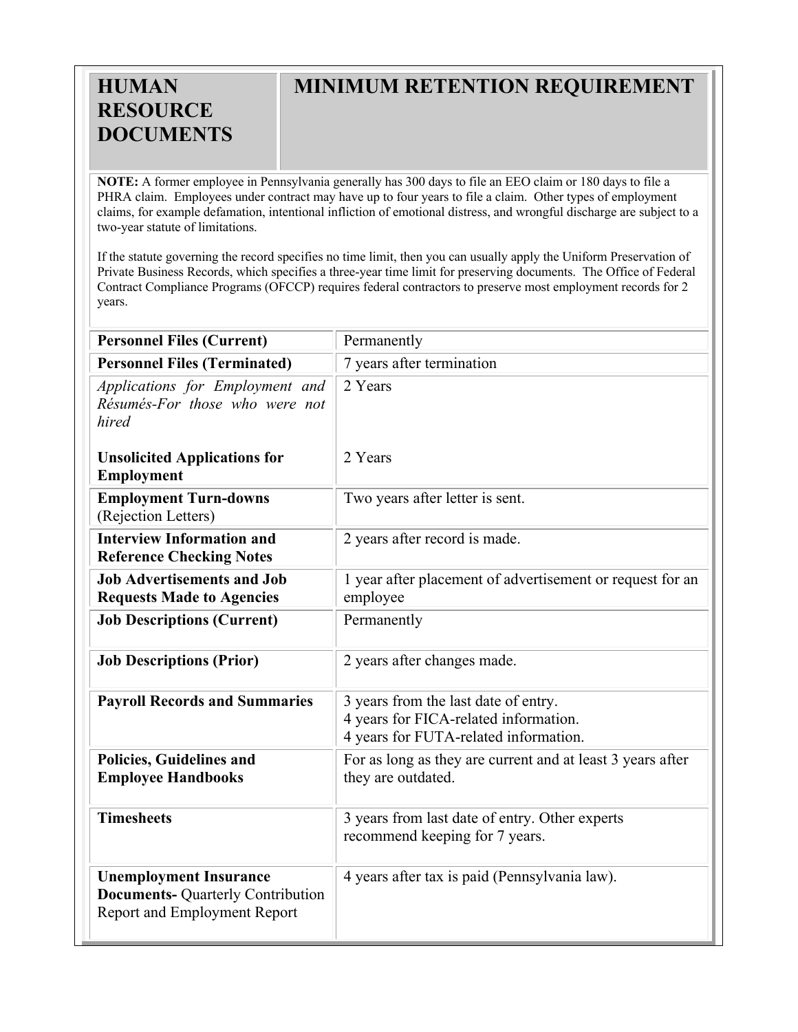| HUMAN RESOURCE DOCUMENTS | MINIMUM RETENTION REQUIREMENT |
|---|---|

**NOTE:** A former employee in Pennsylvania generally has 300 days to file an EEO claim or 180 days to file a PHRA claim. Employees under contract may have up to four years to file a claim. Other types of employment claims, for example defamation, intentional infliction of emotional distress, and wrongful discharge are subject to a two-year statute of limitations.

If the statute governing the record specifies no time limit, then you can usually apply the Uniform Preservation of Private Business Records, which specifies a three-year time limit for preserving documents. The Office of Federal Contract Compliance Programs (OFCCP) requires federal contractors to preserve most employment records for 2 years.

| | |
|---|---|
| **Personnel Files (Current)** | Permanently |
| **Personnel Files (Terminated)** | 7 years after termination |
| *Applications for Employment and Résumés-For those who were not hired*<br><br>**Unsolicited Applications for Employment** | 2 Years<br><br>2 Years |
| **Employment Turn-downs** (Rejection Letters) | Two years after letter is sent. |
| **Interview Information and Reference Checking Notes** | 2 years after record is made. |
| **Job Advertisements and Job Requests Made to Agencies** | 1 year after placement of advertisement or request for an employee |
| **Job Descriptions (Current)** | Permanently |
| **Job Descriptions (Prior)** | 2 years after changes made. |
| **Payroll Records and Summaries** | 3 years from the last date of entry.<br>4 years for FICA-related information.<br>4 years for FUTA-related information. |
| **Policies, Guidelines and Employee Handbooks** | For as long as they are current and at least 3 years after they are outdated. |
| **Timesheets** | 3 years from last date of entry. Other experts recommend keeping for 7 years. |
| **Unemployment Insurance Documents-** Quarterly Contribution Report and Employment Report | 4 years after tax is paid (Pennsylvania law). |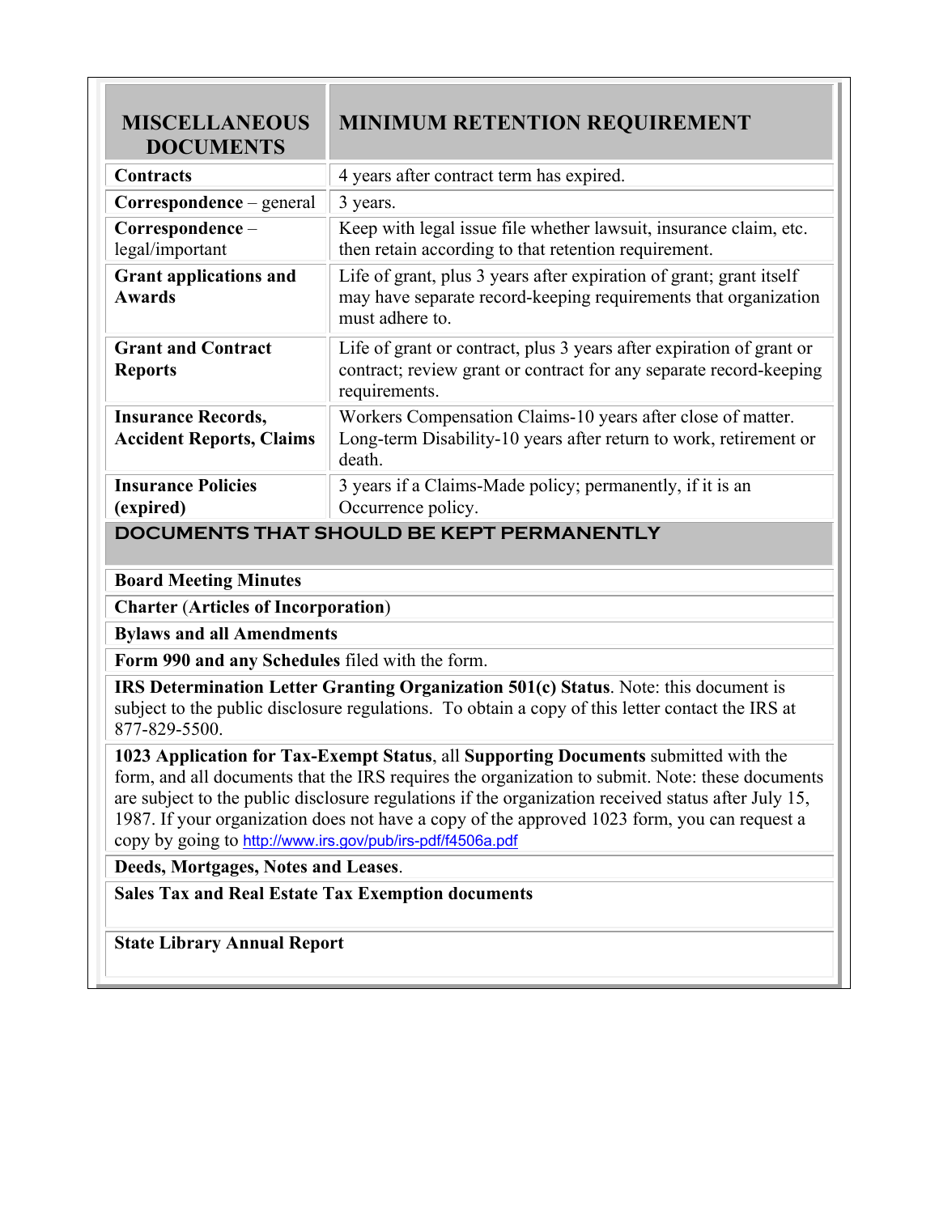| MISCELLANEOUS DOCUMENTS | MINIMUM RETENTION REQUIREMENT |
|---|---|
| **Contracts** | 4 years after contract term has expired. |
| **Correspondence** – general | 3 years. |
| **Correspondence** – legal/important | Keep with legal issue file whether lawsuit, insurance claim, etc. then retain according to that retention requirement. |
| **Grant applications and Awards** | Life of grant, plus 3 years after expiration of grant; grant itself may have separate record-keeping requirements that organization must adhere to. |
| **Grant and Contract Reports** | Life of grant or contract, plus 3 years after expiration of grant or contract; review grant or contract for any separate record-keeping requirements. |
| **Insurance Records, Accident Reports, Claims** | Workers Compensation Claims-10 years after close of matter. Long-term Disability-10 years after return to work, retirement or death. |
| **Insurance Policies (expired)** | 3 years if a Claims-Made policy; permanently, if it is an Occurrence policy. |

| DOCUMENTS THAT SHOULD BE KEPT PERMANENTLY |
|---|
| **Board Meeting Minutes** |
| **Charter** (**Articles of Incorporation**) |
| **Bylaws and all Amendments** |
| **Form 990 and any Schedules** filed with the form. |
| **IRS Determination Letter Granting Organization 501(c) Status**. Note: this document is subject to the public disclosure regulations. To obtain a copy of this letter contact the IRS at 877-829-5500. |
| **1023 Application for Tax-Exempt Status**, all **Supporting Documents** submitted with the form, and all documents that the IRS requires the organization to submit. Note: these documents are subject to the public disclosure regulations if the organization received status after July 15, 1987. If your organization does not have a copy of the approved 1023 form, you can request a copy by going to http://www.irs.gov/pub/irs-pdf/f4506a.pdf |
| **Deeds, Mortgages, Notes and Leases**. |
| **Sales Tax and Real Estate Tax Exemption documents** |
| **State Library Annual Report** |